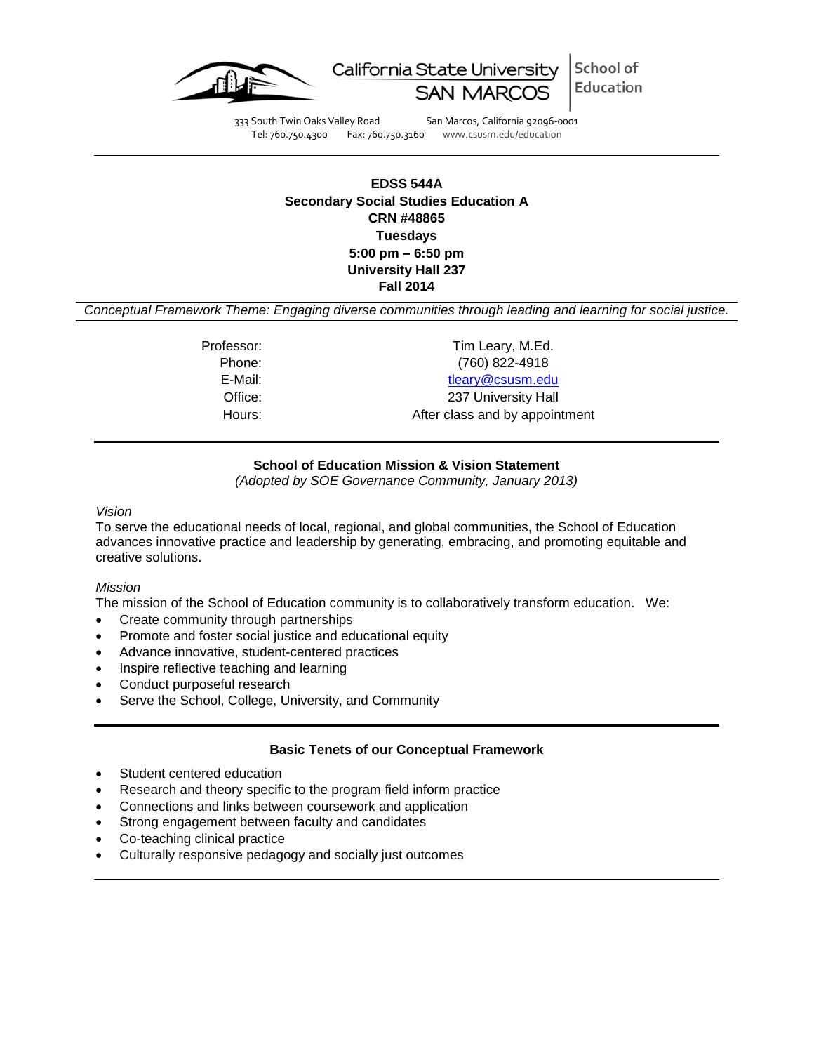California State University SAN MARCOS | School of Education

333 South Twin Oaks Valley Road San Marcos, California 92096-0001
Tel: 760.750.4300 Fax: 760.750.3160 www.csusm.edu/education

---

**EDSS 544A**
**Secondary Social Studies Education A**
**CRN #48865**
**Tuesdays**
**5:00 pm – 6:50 pm**
**University Hall 237**
**Fall 2014**

*Conceptual Framework Theme: Engaging diverse communities through leading and learning for social justice.*

| | |
|---|---|
| Professor: | Tim Leary, M.Ed. |
| Phone: | (760) 822-4918 |
| E-Mail: | tleary@csusm.edu |
| Office: | 237 University Hall |
| Hours: | After class and by appointment |

---

**School of Education Mission & Vision Statement**
*(Adopted by SOE Governance Community, January 2013)*

*Vision*
To serve the educational needs of local, regional, and global communities, the School of Education advances innovative practice and leadership by generating, embracing, and promoting equitable and creative solutions.

*Mission*
The mission of the School of Education community is to collaboratively transform education. We:

- Create community through partnerships
- Promote and foster social justice and educational equity
- Advance innovative, student-centered practices
- Inspire reflective teaching and learning
- Conduct purposeful research
- Serve the School, College, University, and Community

---

**Basic Tenets of our Conceptual Framework**

- Student centered education
- Research and theory specific to the program field inform practice
- Connections and links between coursework and application
- Strong engagement between faculty and candidates
- Co-teaching clinical practice
- Culturally responsive pedagogy and socially just outcomes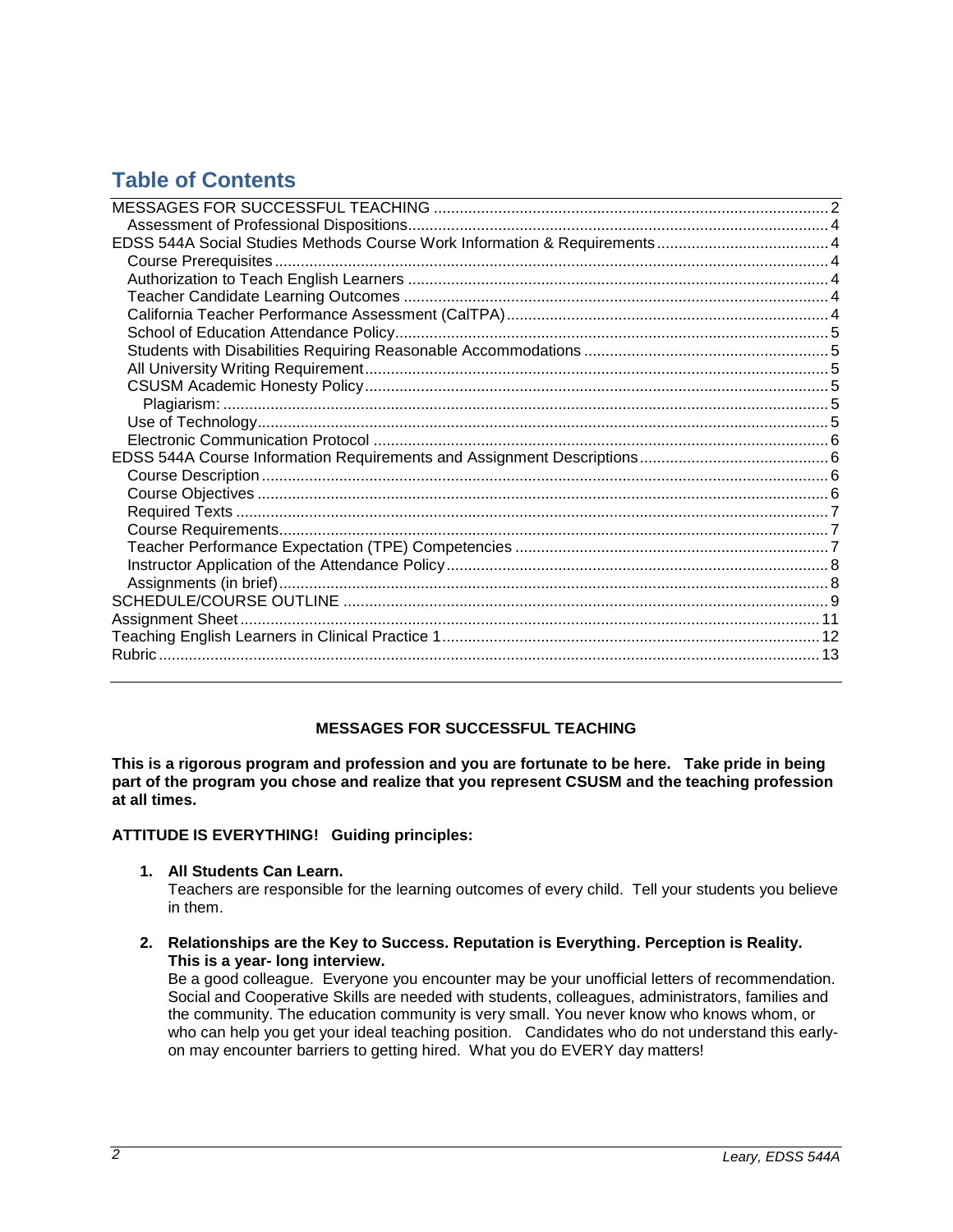# Table of Contents

MESSAGES FOR SUCCESSFUL TEACHING ........ 2
- Assessment of Professional Dispositions ........ 4

EDSS 544A Social Studies Methods Course Work Information & Requirements ........ 4
- Course Prerequisites ........ 4
- Authorization to Teach English Learners ........ 4
- Teacher Candidate Learning Outcomes ........ 4
- California Teacher Performance Assessment (CalTPA) ........ 4
- School of Education Attendance Policy ........ 5
- Students with Disabilities Requiring Reasonable Accommodations ........ 5
- All University Writing Requirement ........ 5
- CSUSM Academic Honesty Policy ........ 5
  - Plagiarism: ........ 5
- Use of Technology ........ 5
- Electronic Communication Protocol ........ 6

EDSS 544A Course Information Requirements and Assignment Descriptions ........ 6
- Course Description ........ 6
- Course Objectives ........ 6
- Required Texts ........ 7
- Course Requirements ........ 7
- Teacher Performance Expectation (TPE) Competencies ........ 7
- Instructor Application of the Attendance Policy ........ 8
- Assignments (in brief) ........ 8

SCHEDULE/COURSE OUTLINE ........ 9

Assignment Sheet ........ 11

Teaching English Learners in Clinical Practice 1 ........ 12

Rubric ........ 13

## MESSAGES FOR SUCCESSFUL TEACHING

**This is a rigorous program and profession and you are fortunate to be here. Take pride in being part of the program you chose and realize that you represent CSUSM and the teaching profession at all times.**

**ATTITUDE IS EVERYTHING! Guiding principles:**

1. **All Students Can Learn.**
   Teachers are responsible for the learning outcomes of every child. Tell your students you believe in them.

2. **Relationships are the Key to Success. Reputation is Everything. Perception is Reality. This is a year- long interview.**
   Be a good colleague. Everyone you encounter may be your unofficial letters of recommendation. Social and Cooperative Skills are needed with students, colleagues, administrators, families and the community. The education community is very small. You never know who knows whom, or who can help you get your ideal teaching position. Candidates who do not understand this early-on may encounter barriers to getting hired. What you do EVERY day matters!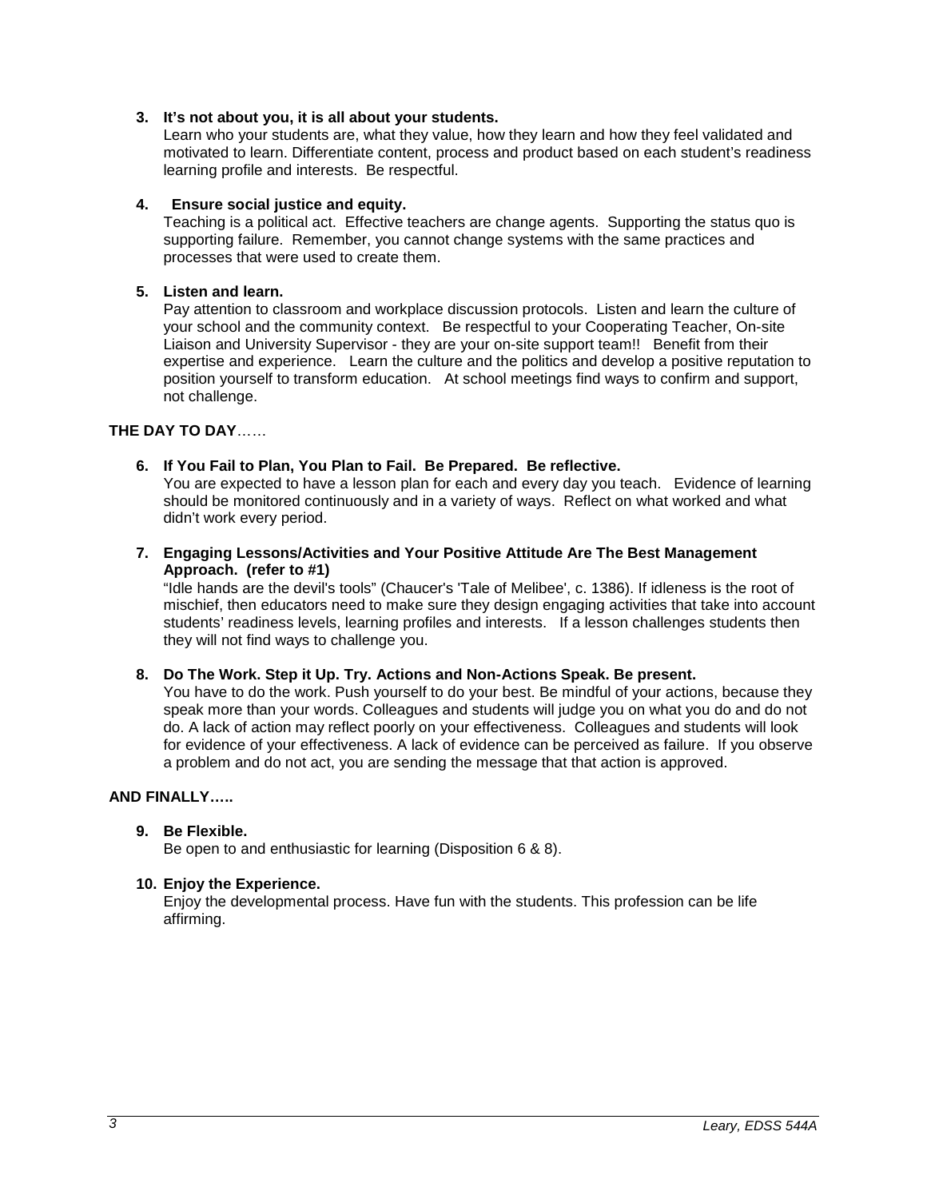3. **It's not about you, it is all about your students.**
   Learn who your students are, what they value, how they learn and how they feel validated and motivated to learn. Differentiate content, process and product based on each student's readiness learning profile and interests. Be respectful.

4. **Ensure social justice and equity.**
   Teaching is a political act. Effective teachers are change agents. Supporting the status quo is supporting failure. Remember, you cannot change systems with the same practices and processes that were used to create them.

5. **Listen and learn.**
   Pay attention to classroom and workplace discussion protocols. Listen and learn the culture of your school and the community context. Be respectful to your Cooperating Teacher, On-site Liaison and University Supervisor - they are your on-site support team!! Benefit from their expertise and experience. Learn the culture and the politics and develop a positive reputation to position yourself to transform education. At school meetings find ways to confirm and support, not challenge.

**THE DAY TO DAY**……

6. **If You Fail to Plan, You Plan to Fail. Be Prepared. Be reflective.**
   You are expected to have a lesson plan for each and every day you teach. Evidence of learning should be monitored continuously and in a variety of ways. Reflect on what worked and what didn't work every period.

7. **Engaging Lessons/Activities and Your Positive Attitude Are The Best Management Approach. (refer to #1)**
   "Idle hands are the devil's tools" (Chaucer's 'Tale of Melibee', c. 1386). If idleness is the root of mischief, then educators need to make sure they design engaging activities that take into account students' readiness levels, learning profiles and interests. If a lesson challenges students then they will not find ways to challenge you.

8. **Do The Work. Step it Up. Try. Actions and Non-Actions Speak. Be present.**
   You have to do the work. Push yourself to do your best. Be mindful of your actions, because they speak more than your words. Colleagues and students will judge you on what you do and do not do. A lack of action may reflect poorly on your effectiveness. Colleagues and students will look for evidence of your effectiveness. A lack of evidence can be perceived as failure. If you observe a problem and do not act, you are sending the message that that action is approved.

**AND FINALLY…..**

9. **Be Flexible.**
   Be open to and enthusiastic for learning (Disposition 6 & 8).

10. **Enjoy the Experience.**
    Enjoy the developmental process. Have fun with the students. This profession can be life affirming.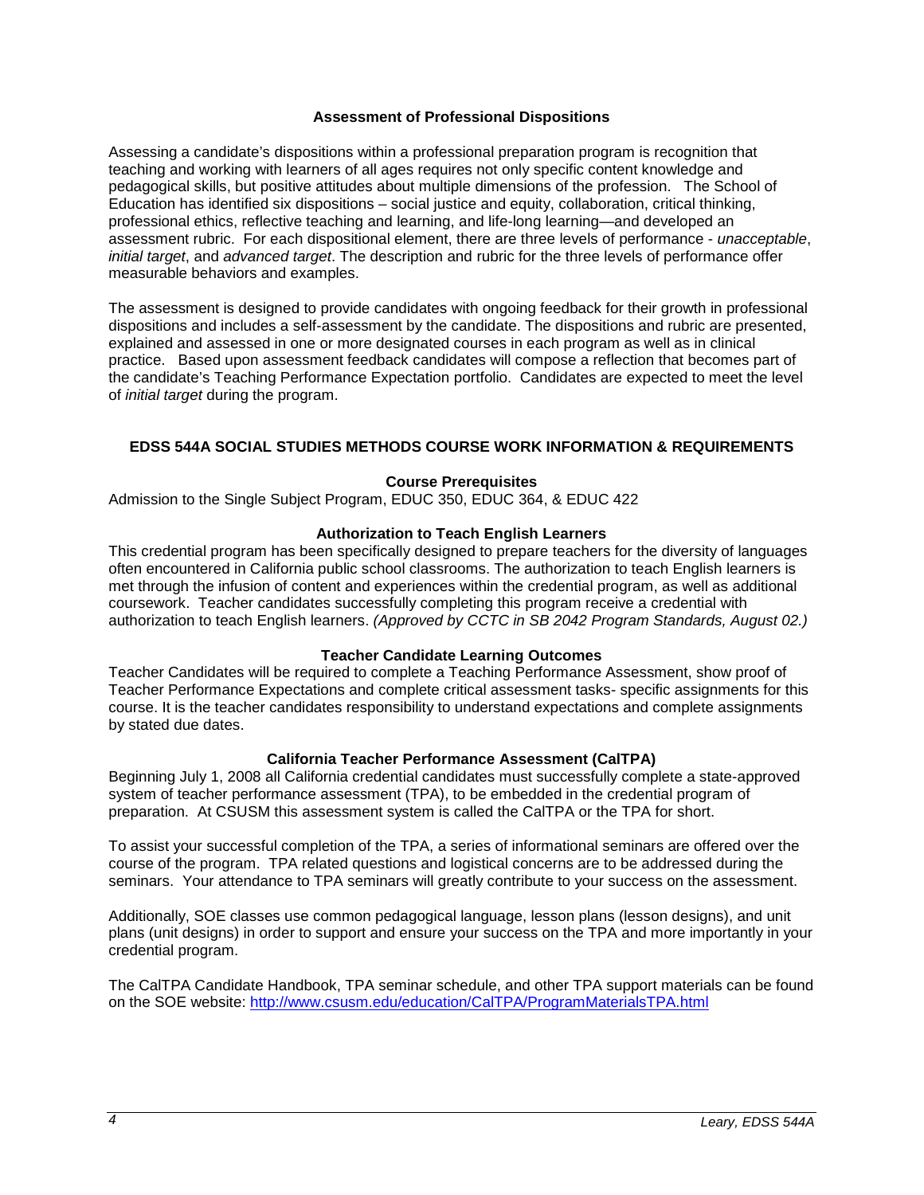### Assessment of Professional Dispositions

Assessing a candidate's dispositions within a professional preparation program is recognition that teaching and working with learners of all ages requires not only specific content knowledge and pedagogical skills, but positive attitudes about multiple dimensions of the profession. The School of Education has identified six dispositions – social justice and equity, collaboration, critical thinking, professional ethics, reflective teaching and learning, and life-long learning—and developed an assessment rubric. For each dispositional element, there are three levels of performance - *unacceptable*, *initial target*, and *advanced target*. The description and rubric for the three levels of performance offer measurable behaviors and examples.

The assessment is designed to provide candidates with ongoing feedback for their growth in professional dispositions and includes a self-assessment by the candidate. The dispositions and rubric are presented, explained and assessed in one or more designated courses in each program as well as in clinical practice. Based upon assessment feedback candidates will compose a reflection that becomes part of the candidate's Teaching Performance Expectation portfolio. Candidates are expected to meet the level of *initial target* during the program.

## EDSS 544A SOCIAL STUDIES METHODS COURSE WORK INFORMATION & REQUIREMENTS

### Course Prerequisites

Admission to the Single Subject Program, EDUC 350, EDUC 364, & EDUC 422

### Authorization to Teach English Learners

This credential program has been specifically designed to prepare teachers for the diversity of languages often encountered in California public school classrooms. The authorization to teach English learners is met through the infusion of content and experiences within the credential program, as well as additional coursework. Teacher candidates successfully completing this program receive a credential with authorization to teach English learners. *(Approved by CCTC in SB 2042 Program Standards, August 02.)*

### Teacher Candidate Learning Outcomes

Teacher Candidates will be required to complete a Teaching Performance Assessment, show proof of Teacher Performance Expectations and complete critical assessment tasks- specific assignments for this course. It is the teacher candidates responsibility to understand expectations and complete assignments by stated due dates.

### California Teacher Performance Assessment (CalTPA)

Beginning July 1, 2008 all California credential candidates must successfully complete a state-approved system of teacher performance assessment (TPA), to be embedded in the credential program of preparation. At CSUSM this assessment system is called the CalTPA or the TPA for short.

To assist your successful completion of the TPA, a series of informational seminars are offered over the course of the program. TPA related questions and logistical concerns are to be addressed during the seminars. Your attendance to TPA seminars will greatly contribute to your success on the assessment.

Additionally, SOE classes use common pedagogical language, lesson plans (lesson designs), and unit plans (unit designs) in order to support and ensure your success on the TPA and more importantly in your credential program.

The CalTPA Candidate Handbook, TPA seminar schedule, and other TPA support materials can be found on the SOE website: http://www.csusm.edu/education/CalTPA/ProgramMaterialsTPA.html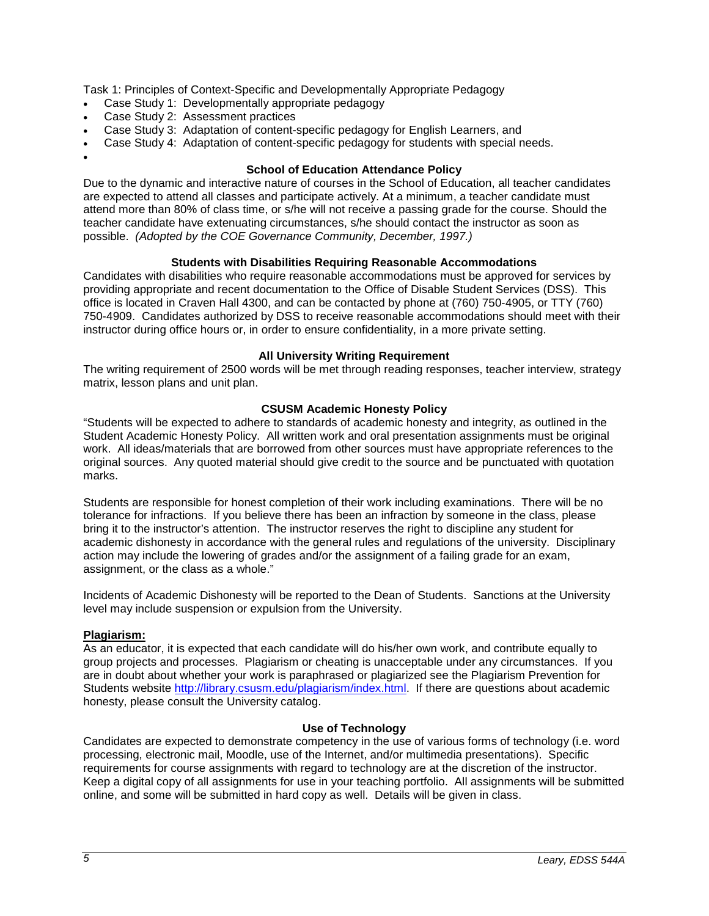Task 1: Principles of Context-Specific and Developmentally Appropriate Pedagogy

- Case Study 1: Developmentally appropriate pedagogy
- Case Study 2: Assessment practices
- Case Study 3: Adaptation of content-specific pedagogy for English Learners, and
- Case Study 4: Adaptation of content-specific pedagogy for students with special needs.

### School of Education Attendance Policy

Due to the dynamic and interactive nature of courses in the School of Education, all teacher candidates are expected to attend all classes and participate actively. At a minimum, a teacher candidate must attend more than 80% of class time, or s/he will not receive a passing grade for the course. Should the teacher candidate have extenuating circumstances, s/he should contact the instructor as soon as possible. *(Adopted by the COE Governance Community, December, 1997.)*

### Students with Disabilities Requiring Reasonable Accommodations

Candidates with disabilities who require reasonable accommodations must be approved for services by providing appropriate and recent documentation to the Office of Disable Student Services (DSS). This office is located in Craven Hall 4300, and can be contacted by phone at (760) 750-4905, or TTY (760) 750-4909. Candidates authorized by DSS to receive reasonable accommodations should meet with their instructor during office hours or, in order to ensure confidentiality, in a more private setting.

### All University Writing Requirement

The writing requirement of 2500 words will be met through reading responses, teacher interview, strategy matrix, lesson plans and unit plan.

### CSUSM Academic Honesty Policy

"Students will be expected to adhere to standards of academic honesty and integrity, as outlined in the Student Academic Honesty Policy. All written work and oral presentation assignments must be original work. All ideas/materials that are borrowed from other sources must have appropriate references to the original sources. Any quoted material should give credit to the source and be punctuated with quotation marks.

Students are responsible for honest completion of their work including examinations. There will be no tolerance for infractions. If you believe there has been an infraction by someone in the class, please bring it to the instructor's attention. The instructor reserves the right to discipline any student for academic dishonesty in accordance with the general rules and regulations of the university. Disciplinary action may include the lowering of grades and/or the assignment of a failing grade for an exam, assignment, or the class as a whole."

Incidents of Academic Dishonesty will be reported to the Dean of Students. Sanctions at the University level may include suspension or expulsion from the University.

**Plagiarism:**

As an educator, it is expected that each candidate will do his/her own work, and contribute equally to group projects and processes. Plagiarism or cheating is unacceptable under any circumstances. If you are in doubt about whether your work is paraphrased or plagiarized see the Plagiarism Prevention for Students website http://library.csusm.edu/plagiarism/index.html. If there are questions about academic honesty, please consult the University catalog.

### Use of Technology

Candidates are expected to demonstrate competency in the use of various forms of technology (i.e. word processing, electronic mail, Moodle, use of the Internet, and/or multimedia presentations). Specific requirements for course assignments with regard to technology are at the discretion of the instructor. Keep a digital copy of all assignments for use in your teaching portfolio. All assignments will be submitted online, and some will be submitted in hard copy as well. Details will be given in class.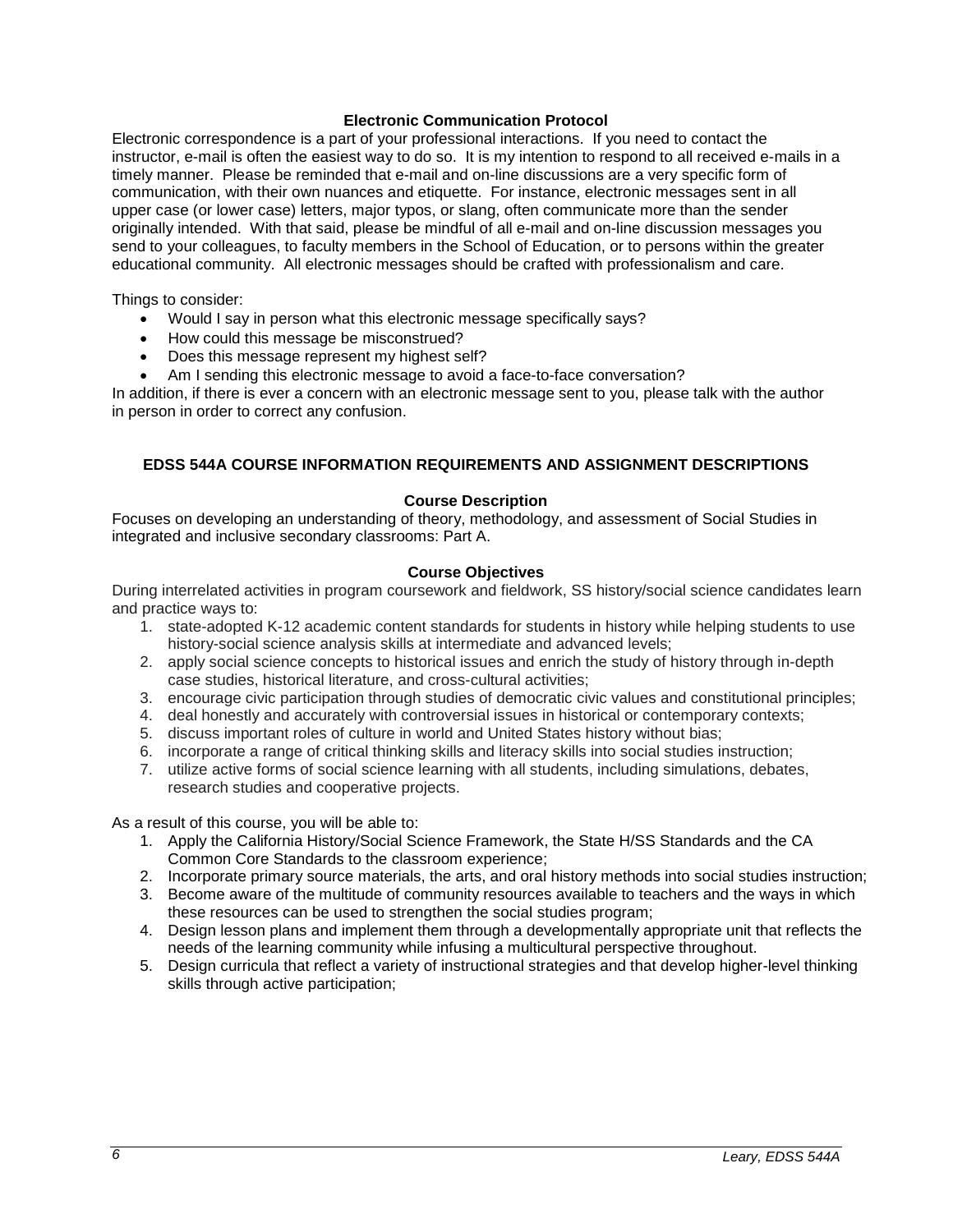### Electronic Communication Protocol

Electronic correspondence is a part of your professional interactions. If you need to contact the instructor, e-mail is often the easiest way to do so. It is my intention to respond to all received e-mails in a timely manner. Please be reminded that e-mail and on-line discussions are a very specific form of communication, with their own nuances and etiquette. For instance, electronic messages sent in all upper case (or lower case) letters, major typos, or slang, often communicate more than the sender originally intended. With that said, please be mindful of all e-mail and on-line discussion messages you send to your colleagues, to faculty members in the School of Education, or to persons within the greater educational community. All electronic messages should be crafted with professionalism and care.

Things to consider:

- Would I say in person what this electronic message specifically says?
- How could this message be misconstrued?
- Does this message represent my highest self?
- Am I sending this electronic message to avoid a face-to-face conversation?

In addition, if there is ever a concern with an electronic message sent to you, please talk with the author in person in order to correct any confusion.

## EDSS 544A COURSE INFORMATION REQUIREMENTS AND ASSIGNMENT DESCRIPTIONS

### Course Description

Focuses on developing an understanding of theory, methodology, and assessment of Social Studies in integrated and inclusive secondary classrooms: Part A.

### Course Objectives

During interrelated activities in program coursework and fieldwork, SS history/social science candidates learn and practice ways to:

1. state-adopted K-12 academic content standards for students in history while helping students to use history-social science analysis skills at intermediate and advanced levels;
2. apply social science concepts to historical issues and enrich the study of history through in-depth case studies, historical literature, and cross-cultural activities;
3. encourage civic participation through studies of democratic civic values and constitutional principles;
4. deal honestly and accurately with controversial issues in historical or contemporary contexts;
5. discuss important roles of culture in world and United States history without bias;
6. incorporate a range of critical thinking skills and literacy skills into social studies instruction;
7. utilize active forms of social science learning with all students, including simulations, debates, research studies and cooperative projects.

As a result of this course, you will be able to:

1. Apply the California History/Social Science Framework, the State H/SS Standards and the CA Common Core Standards to the classroom experience;
2. Incorporate primary source materials, the arts, and oral history methods into social studies instruction;
3. Become aware of the multitude of community resources available to teachers and the ways in which these resources can be used to strengthen the social studies program;
4. Design lesson plans and implement them through a developmentally appropriate unit that reflects the needs of the learning community while infusing a multicultural perspective throughout.
5. Design curricula that reflect a variety of instructional strategies and that develop higher-level thinking skills through active participation;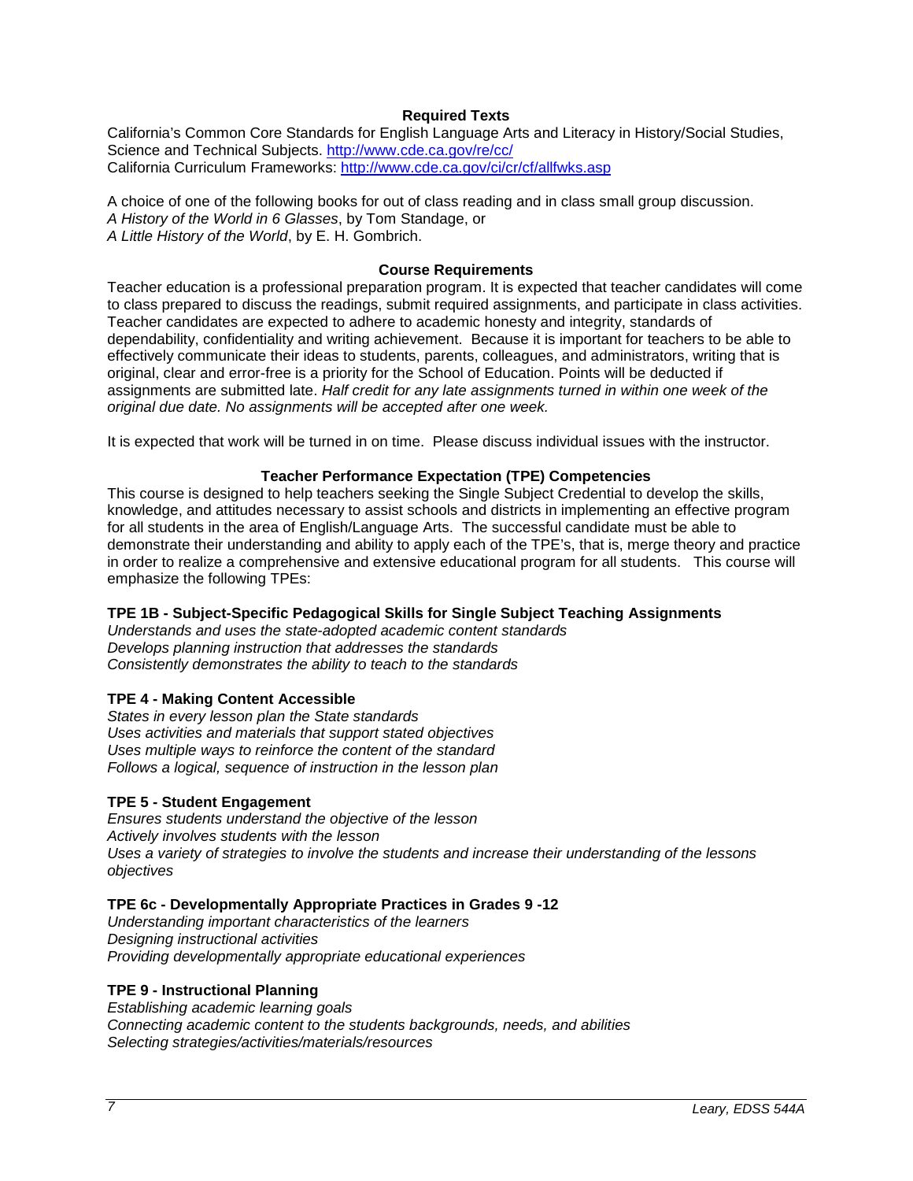## Required Texts

California's Common Core Standards for English Language Arts and Literacy in History/Social Studies, Science and Technical Subjects. http://www.cde.ca.gov/re/cc/
California Curriculum Frameworks: http://www.cde.ca.gov/ci/cr/cf/allfwks.asp

A choice of one of the following books for out of class reading and in class small group discussion.
*A History of the World in 6 Glasses*, by Tom Standage, or
*A Little History of the World*, by E. H. Gombrich.

## Course Requirements

Teacher education is a professional preparation program. It is expected that teacher candidates will come to class prepared to discuss the readings, submit required assignments, and participate in class activities. Teacher candidates are expected to adhere to academic honesty and integrity, standards of dependability, confidentiality and writing achievement. Because it is important for teachers to be able to effectively communicate their ideas to students, parents, colleagues, and administrators, writing that is original, clear and error-free is a priority for the School of Education. Points will be deducted if assignments are submitted late. *Half credit for any late assignments turned in within one week of the original due date. No assignments will be accepted after one week.*

It is expected that work will be turned in on time. Please discuss individual issues with the instructor.

## Teacher Performance Expectation (TPE) Competencies

This course is designed to help teachers seeking the Single Subject Credential to develop the skills, knowledge, and attitudes necessary to assist schools and districts in implementing an effective program for all students in the area of English/Language Arts. The successful candidate must be able to demonstrate their understanding and ability to apply each of the TPE's, that is, merge theory and practice in order to realize a comprehensive and extensive educational program for all students. This course will emphasize the following TPEs:

**TPE 1B - Subject-Specific Pedagogical Skills for Single Subject Teaching Assignments**
*Understands and uses the state-adopted academic content standards*
*Develops planning instruction that addresses the standards*
*Consistently demonstrates the ability to teach to the standards*

**TPE 4 - Making Content Accessible**
*States in every lesson plan the State standards*
*Uses activities and materials that support stated objectives*
*Uses multiple ways to reinforce the content of the standard*
*Follows a logical, sequence of instruction in the lesson plan*

**TPE 5 - Student Engagement**
*Ensures students understand the objective of the lesson*
*Actively involves students with the lesson*
*Uses a variety of strategies to involve the students and increase their understanding of the lessons objectives*

**TPE 6c - Developmentally Appropriate Practices in Grades 9 -12**
*Understanding important characteristics of the learners*
*Designing instructional activities*
*Providing developmentally appropriate educational experiences*

**TPE 9 - Instructional Planning**
*Establishing academic learning goals*
*Connecting academic content to the students backgrounds, needs, and abilities*
*Selecting strategies/activities/materials/resources*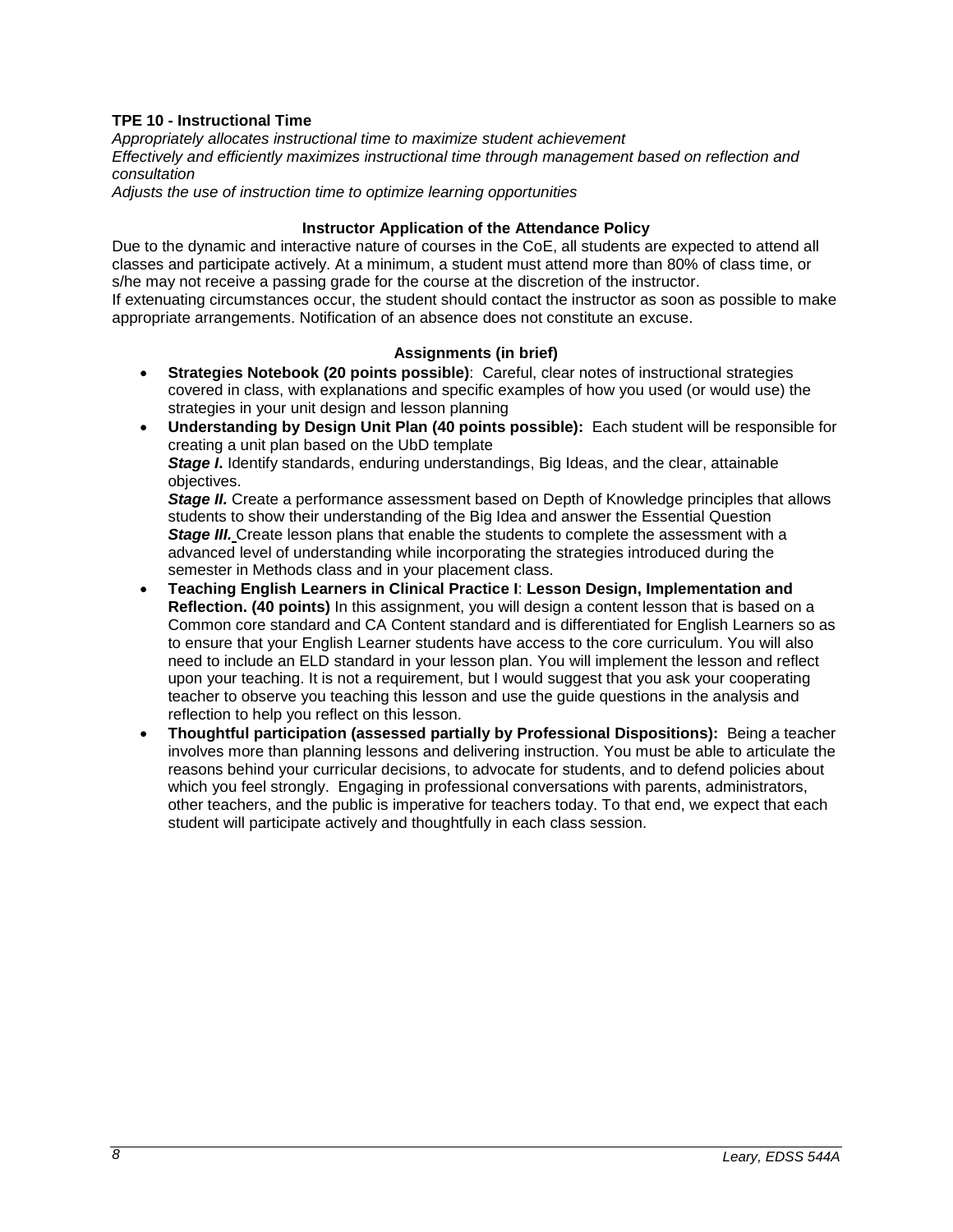**TPE 10 - Instructional Time**

*Appropriately allocates instructional time to maximize student achievement*
*Effectively and efficiently maximizes instructional time through management based on reflection and consultation*
*Adjusts the use of instruction time to optimize learning opportunities*

**Instructor Application of the Attendance Policy**

Due to the dynamic and interactive nature of courses in the CoE, all students are expected to attend all classes and participate actively. At a minimum, a student must attend more than 80% of class time, or s/he may not receive a passing grade for the course at the discretion of the instructor.
If extenuating circumstances occur, the student should contact the instructor as soon as possible to make appropriate arrangements. Notification of an absence does not constitute an excuse.

**Assignments (in brief)**

- **Strategies Notebook (20 points possible)**: Careful, clear notes of instructional strategies covered in class, with explanations and specific examples of how you used (or would use) the strategies in your unit design and lesson planning
- **Understanding by Design Unit Plan (40 points possible):** Each student will be responsible for creating a unit plan based on the UbD template
  ***Stage I*.** Identify standards, enduring understandings, Big Ideas, and the clear, attainable objectives.
  ***Stage II.*** Create a performance assessment based on Depth of Knowledge principles that allows students to show their understanding of the Big Idea and answer the Essential Question
  ***Stage III.*** Create lesson plans that enable the students to complete the assessment with a advanced level of understanding while incorporating the strategies introduced during the semester in Methods class and in your placement class.
- **Teaching English Learners in Clinical Practice I**: **Lesson Design, Implementation and Reflection. (40 points)** In this assignment, you will design a content lesson that is based on a Common core standard and CA Content standard and is differentiated for English Learners so as to ensure that your English Learner students have access to the core curriculum. You will also need to include an ELD standard in your lesson plan. You will implement the lesson and reflect upon your teaching. It is not a requirement, but I would suggest that you ask your cooperating teacher to observe you teaching this lesson and use the guide questions in the analysis and reflection to help you reflect on this lesson.
- **Thoughtful participation (assessed partially by Professional Dispositions):** Being a teacher involves more than planning lessons and delivering instruction. You must be able to articulate the reasons behind your curricular decisions, to advocate for students, and to defend policies about which you feel strongly. Engaging in professional conversations with parents, administrators, other teachers, and the public is imperative for teachers today. To that end, we expect that each student will participate actively and thoughtfully in each class session.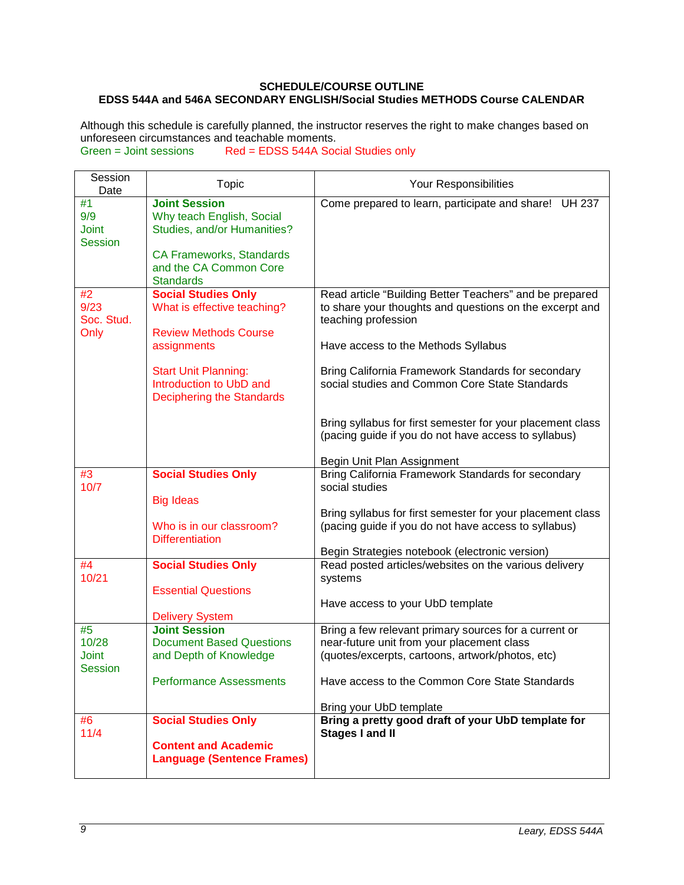**SCHEDULE/COURSE OUTLINE**

**EDSS 544A and 546A SECONDARY ENGLISH/Social Studies METHODS Course CALENDAR**

Although this schedule is carefully planned, the instructor reserves the right to make changes based on unforeseen circumstances and teachable moments.

Green = Joint sessions      Red = EDSS 544A Social Studies only

| Session Date | Topic | Your Responsibilities |
|---|---|---|
| #1<br>9/9<br>Joint Session | **Joint Session**<br>Why teach English, Social Studies, and/or Humanities?<br><br>CA Frameworks, Standards and the CA Common Core Standards | Come prepared to learn, participate and share!   UH 237 |
| #2<br>9/23<br>Soc. Stud. Only | **Social Studies Only**<br>What is effective teaching?<br><br>Review Methods Course assignments<br><br>Start Unit Planning: Introduction to UbD and Deciphering the Standards | Read article "Building Better Teachers" and be prepared to share your thoughts and questions on the excerpt and teaching profession<br><br>Have access to the Methods Syllabus<br><br>Bring California Framework Standards for secondary social studies and Common Core State Standards<br><br>Bring syllabus for first semester for your placement class (pacing guide if you do not have access to syllabus)<br><br>Begin Unit Plan Assignment |
| #3<br>10/7 | **Social Studies Only**<br><br>Big Ideas<br><br>Who is in our classroom? Differentiation | Bring California Framework Standards for secondary social studies<br><br>Bring syllabus for first semester for your placement class (pacing guide if you do not have access to syllabus)<br><br>Begin Strategies notebook (electronic version) |
| #4<br>10/21 | **Social Studies Only**<br><br>Essential Questions<br><br>Delivery System | Read posted articles/websites on the various delivery systems<br><br>Have access to your UbD template |
| #5<br>10/28<br>Joint Session | **Joint Session**<br>Document Based Questions and Depth of Knowledge<br><br>Performance Assessments | Bring a few relevant primary sources for a current or near-future unit from your placement class (quotes/excerpts, cartoons, artwork/photos, etc)<br><br>Have access to the Common Core State Standards<br><br>Bring your UbD template |
| #6<br>11/4 | **Social Studies Only**<br><br>**Content and Academic Language (Sentence Frames)** | **Bring a pretty good draft of your UbD template for Stages I and II** |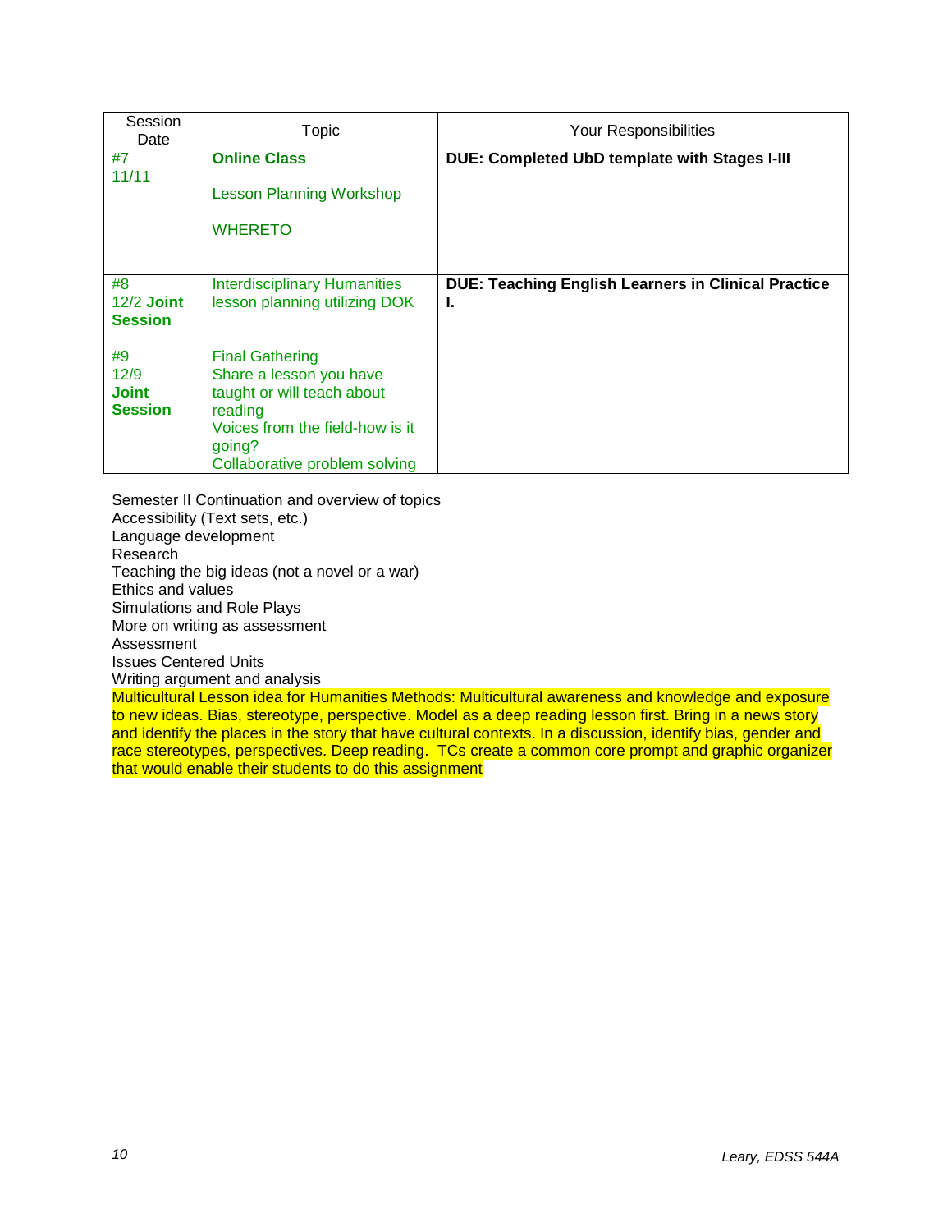| Session Date | Topic | Your Responsibilities |
|---|---|---|
| #7<br>11/11 | **Online Class**<br><br>Lesson Planning Workshop<br><br>WHERETO | **DUE: Completed UbD template with Stages I-III** |
| #8<br>12/2 **Joint Session** | Interdisciplinary Humanities lesson planning utilizing DOK | **DUE: Teaching English Learners in Clinical Practice I.** |
| #9<br>12/9<br>**Joint Session** | Final Gathering<br>Share a lesson you have taught or will teach about reading<br>Voices from the field-how is it going?<br>Collaborative problem solving | |

Semester II Continuation and overview of topics
Accessibility (Text sets, etc.)
Language development
Research
Teaching the big ideas (not a novel or a war)
Ethics and values
Simulations and Role Plays
More on writing as assessment
Assessment
Issues Centered Units
Writing argument and analysis
Multicultural Lesson idea for Humanities Methods: Multicultural awareness and knowledge and exposure to new ideas. Bias, stereotype, perspective. Model as a deep reading lesson first. Bring in a news story and identify the places in the story that have cultural contexts. In a discussion, identify bias, gender and race stereotypes, perspectives. Deep reading. TCs create a common core prompt and graphic organizer that would enable their students to do this assignment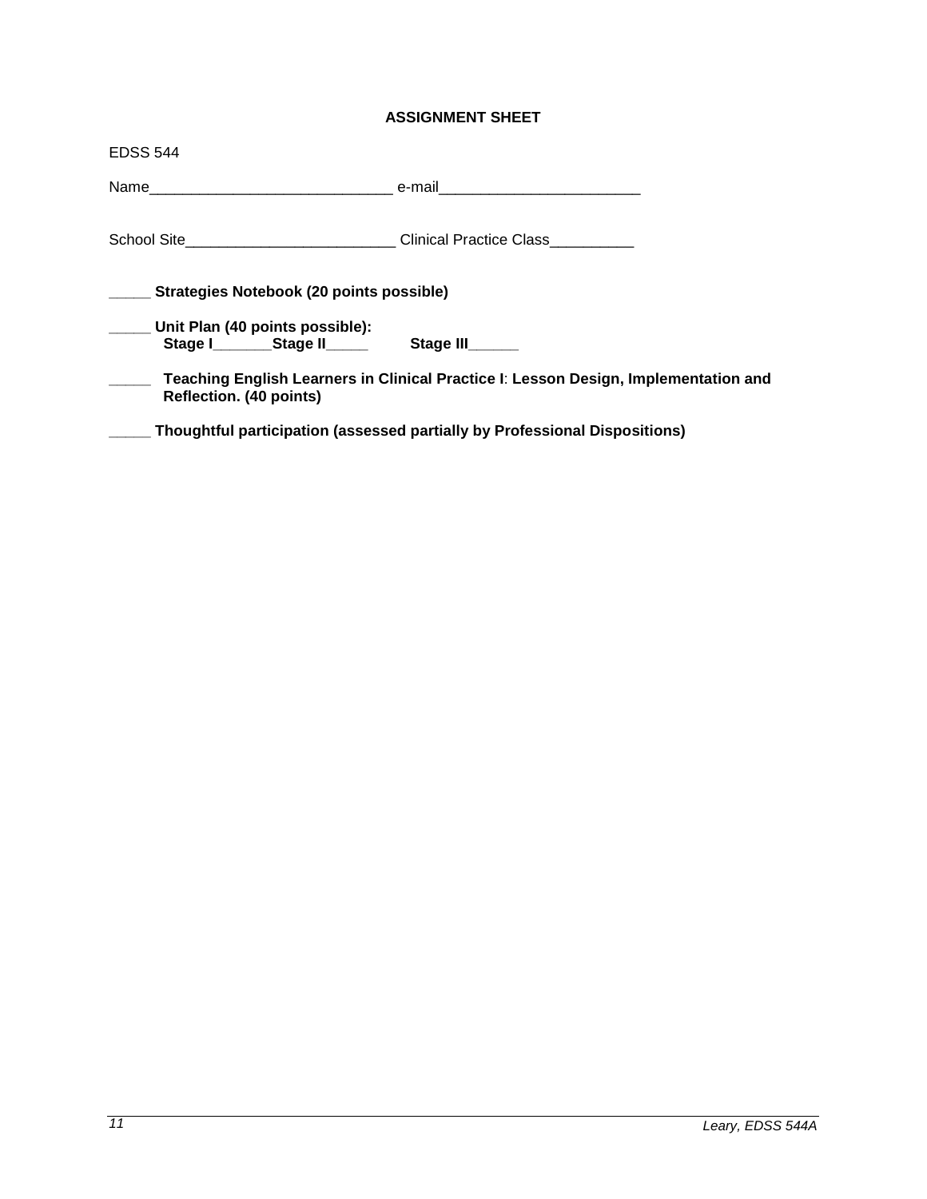**ASSIGNMENT SHEET**

EDSS 544

Name_____________________________ e-mail________________________

School Site_________________________ Clinical Practice Class__________

**_____ Strategies Notebook (20 points possible)**

**_____ Unit Plan (40 points possible):**
**Stage I_______Stage II_____ Stage III______**

**_____ Teaching English Learners in Clinical Practice I**: **Lesson Design, Implementation and Reflection. (40 points)**

**_____ Thoughtful participation (assessed partially by Professional Dispositions)**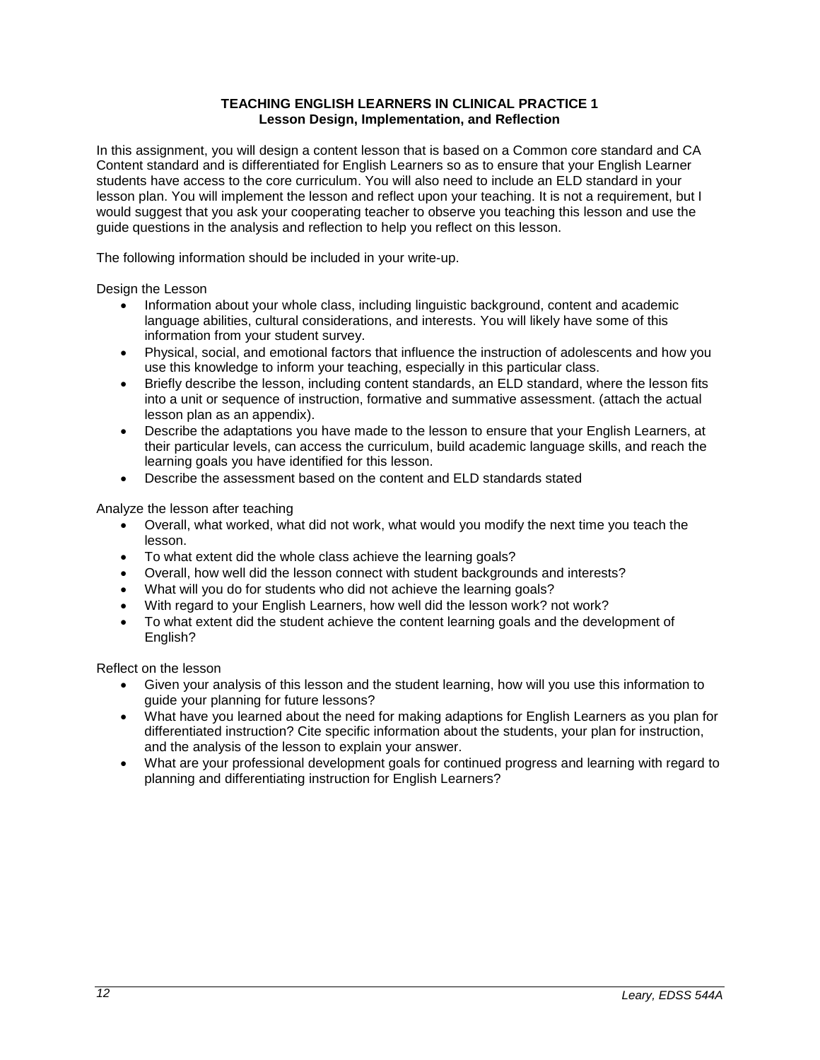## TEACHING ENGLISH LEARNERS IN CLINICAL PRACTICE 1
### Lesson Design, Implementation, and Reflection

In this assignment, you will design a content lesson that is based on a Common core standard and CA Content standard and is differentiated for English Learners so as to ensure that your English Learner students have access to the core curriculum. You will also need to include an ELD standard in your lesson plan. You will implement the lesson and reflect upon your teaching. It is not a requirement, but I would suggest that you ask your cooperating teacher to observe you teaching this lesson and use the guide questions in the analysis and reflection to help you reflect on this lesson.

The following information should be included in your write-up.

Design the Lesson

- Information about your whole class, including linguistic background, content and academic language abilities, cultural considerations, and interests. You will likely have some of this information from your student survey.
- Physical, social, and emotional factors that influence the instruction of adolescents and how you use this knowledge to inform your teaching, especially in this particular class.
- Briefly describe the lesson, including content standards, an ELD standard, where the lesson fits into a unit or sequence of instruction, formative and summative assessment. (attach the actual lesson plan as an appendix).
- Describe the adaptations you have made to the lesson to ensure that your English Learners, at their particular levels, can access the curriculum, build academic language skills, and reach the learning goals you have identified for this lesson.
- Describe the assessment based on the content and ELD standards stated

Analyze the lesson after teaching

- Overall, what worked, what did not work, what would you modify the next time you teach the lesson.
- To what extent did the whole class achieve the learning goals?
- Overall, how well did the lesson connect with student backgrounds and interests?
- What will you do for students who did not achieve the learning goals?
- With regard to your English Learners, how well did the lesson work? not work?
- To what extent did the student achieve the content learning goals and the development of English?

Reflect on the lesson

- Given your analysis of this lesson and the student learning, how will you use this information to guide your planning for future lessons?
- What have you learned about the need for making adaptions for English Learners as you plan for differentiated instruction? Cite specific information about the students, your plan for instruction, and the analysis of the lesson to explain your answer.
- What are your professional development goals for continued progress and learning with regard to planning and differentiating instruction for English Learners?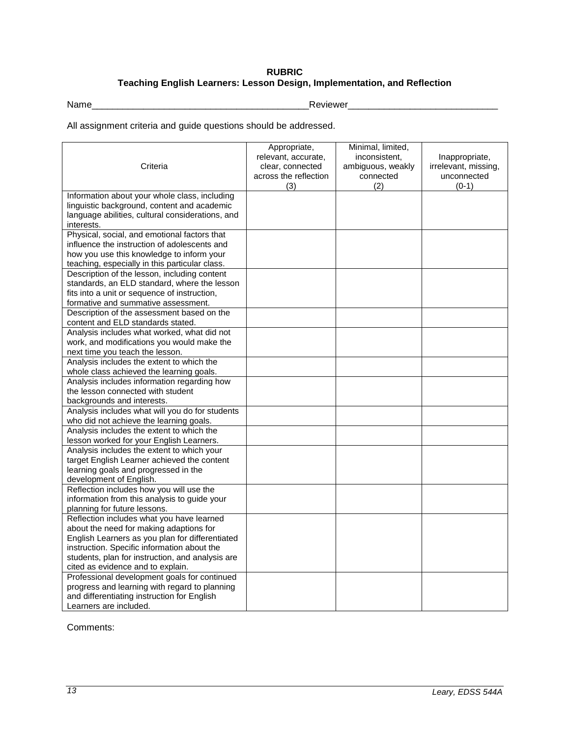**RUBRIC**
**Teaching English Learners: Lesson Design, Implementation, and Reflection**

Name__________________________________________Reviewer____________________________

All assignment criteria and guide questions should be addressed.

| Criteria | Appropriate, relevant, accurate, clear, connected across the reflection (3) | Minimal, limited, inconsistent, ambiguous, weakly connected (2) | Inappropriate, irrelevant, missing, unconnected (0-1) |
|---|---|---|---|
| Information about your whole class, including linguistic background, content and academic language abilities, cultural considerations, and interests. | | | |
| Physical, social, and emotional factors that influence the instruction of adolescents and how you use this knowledge to inform your teaching, especially in this particular class. | | | |
| Description of the lesson, including content standards, an ELD standard, where the lesson fits into a unit or sequence of instruction, formative and summative assessment. | | | |
| Description of the assessment based on the content and ELD standards stated. | | | |
| Analysis includes what worked, what did not work, and modifications you would make the next time you teach the lesson. | | | |
| Analysis includes the extent to which the whole class achieved the learning goals. | | | |
| Analysis includes information regarding how the lesson connected with student backgrounds and interests. | | | |
| Analysis includes what will you do for students who did not achieve the learning goals. | | | |
| Analysis includes the extent to which the lesson worked for your English Learners. | | | |
| Analysis includes the extent to which your target English Learner achieved the content learning goals and progressed in the development of English. | | | |
| Reflection includes how you will use the information from this analysis to guide your planning for future lessons. | | | |
| Reflection includes what you have learned about the need for making adaptions for English Learners as you plan for differentiated instruction. Specific information about the students, plan for instruction, and analysis are cited as evidence and to explain. | | | |
| Professional development goals for continued progress and learning with regard to planning and differentiating instruction for English Learners are included. | | | |

Comments: